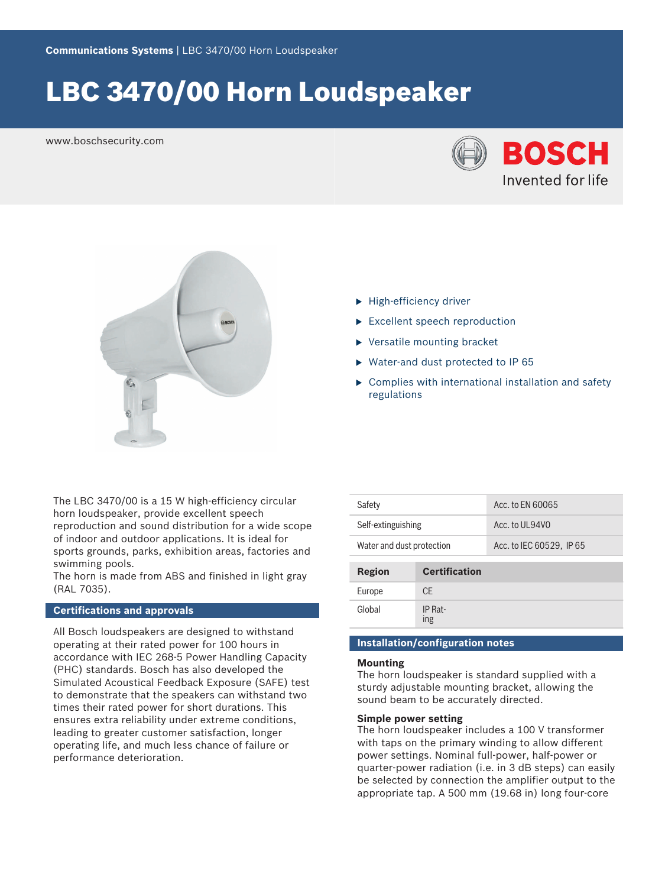Communications Systems | LBC 3470/00 Horn Loudspeaker

# LBC 3470/00 Horn Loudspeaker

www.boschsecurity.com

BOSCH
Invented for life

- High-efficiency driver
- Excellent speech reproduction
- Versatile mounting bracket
- Water-and dust protected to IP 65
- Complies with international installation and safety regulations

The LBC 3470/00 is a 15 W high-efficiency circular horn loudspeaker, provide excellent speech reproduction and sound distribution for a wide scope of indoor and outdoor applications. It is ideal for sports grounds, parks, exhibition areas, factories and swimming pools.
The horn is made from ABS and finished in light gray (RAL 7035).

## Certifications and approvals

All Bosch loudspeakers are designed to withstand operating at their rated power for 100 hours in accordance with IEC 268-5 Power Handling Capacity (PHC) standards. Bosch has also developed the Simulated Acoustical Feedback Exposure (SAFE) test to demonstrate that the speakers can withstand two times their rated power for short durations. This ensures extra reliability under extreme conditions, leading to greater customer satisfaction, longer operating life, and much less chance of failure or performance deterioration.

| | |
|---|---|
| Safety | Acc. to EN 60065 |
| Self-extinguishing | Acc. to UL94V0 |
| Water and dust protection | Acc. to IEC 60529, IP 65 |

| Region | Certification |
|---|---|
| Europe | CE |
| Global | IP Rating |

## Installation/configuration notes

### Mounting

The horn loudspeaker is standard supplied with a sturdy adjustable mounting bracket, allowing the sound beam to be accurately directed.

### Simple power setting

The horn loudspeaker includes a 100 V transformer with taps on the primary winding to allow different power settings. Nominal full-power, half-power or quarter-power radiation (i.e. in 3 dB steps) can easily be selected by connection the amplifier output to the appropriate tap. A 500 mm (19.68 in) long four-core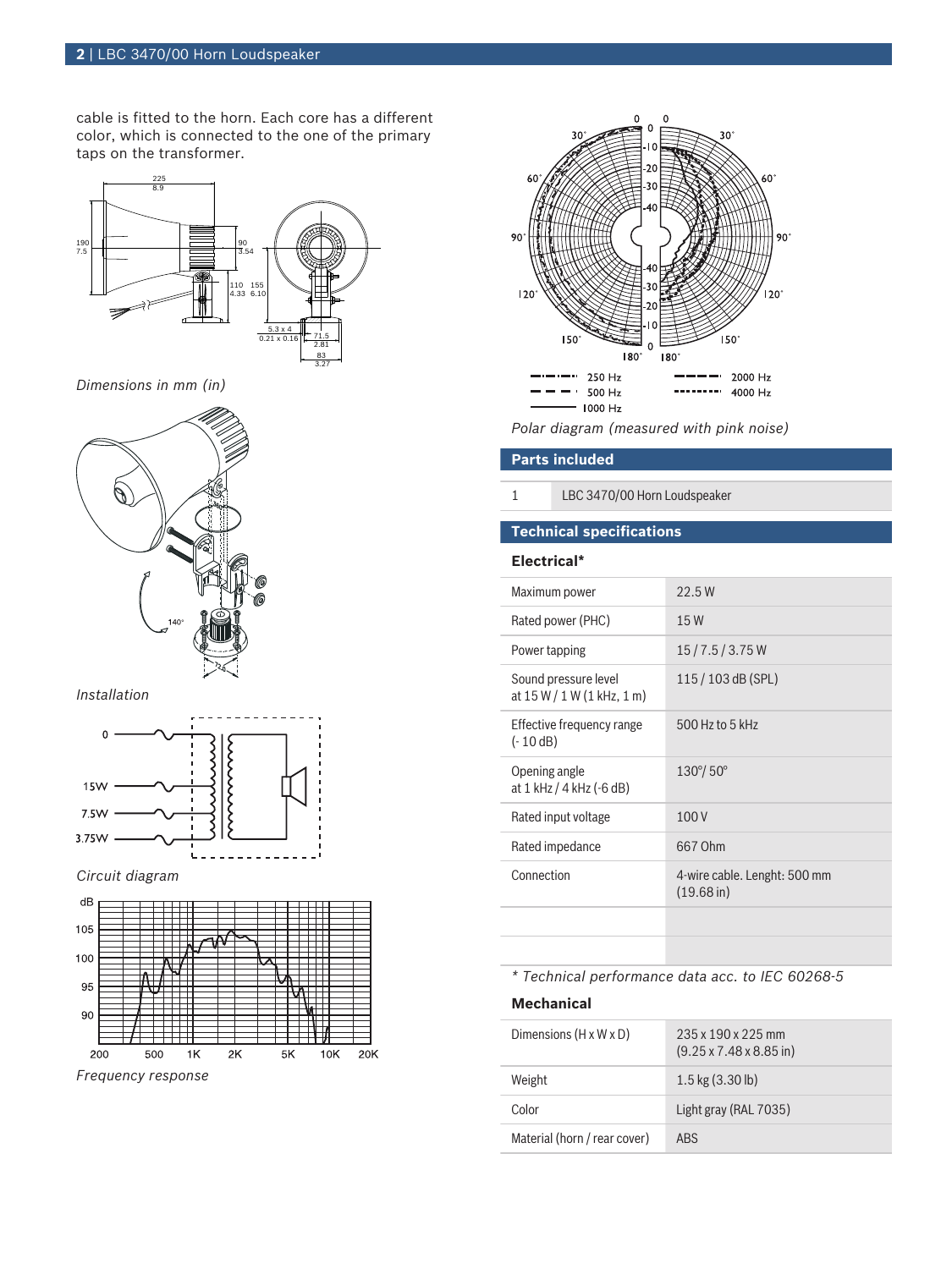cable is fitted to the horn. Each core has a different color, which is connected to the one of the primary taps on the transformer.

*Dimensions in mm (in)*

*Installation*

*Circuit diagram*

*Frequency response*

*Polar diagram (measured with pink noise)*

## Parts included

| | |
|---|---|
| 1 | LBC 3470/00 Horn Loudspeaker |

## Technical specifications

### Electrical*

| | |
|---|---|
| Maximum power | 22.5 W |
| Rated power (PHC) | 15 W |
| Power tapping | 15 / 7.5 / 3.75 W |
| Sound pressure level at 15 W / 1 W (1 kHz, 1 m) | 115 / 103 dB (SPL) |
| Effective frequency range (- 10 dB) | 500 Hz to 5 kHz |
| Opening angle at 1 kHz / 4 kHz (-6 dB) | 130°/ 50° |
| Rated input voltage | 100 V |
| Rated impedance | 667 Ohm |
| Connection | 4-wire cable. Lenght: 500 mm (19.68 in) |
| | |
| | |

*\* Technical performance data acc. to IEC 60268-5*

### Mechanical

| | |
|---|---|
| Dimensions (H x W x D) | 235 x 190 x 225 mm (9.25 x 7.48 x 8.85 in) |
| Weight | 1.5 kg (3.30 lb) |
| Color | Light gray (RAL 7035) |
| Material (horn / rear cover) | ABS |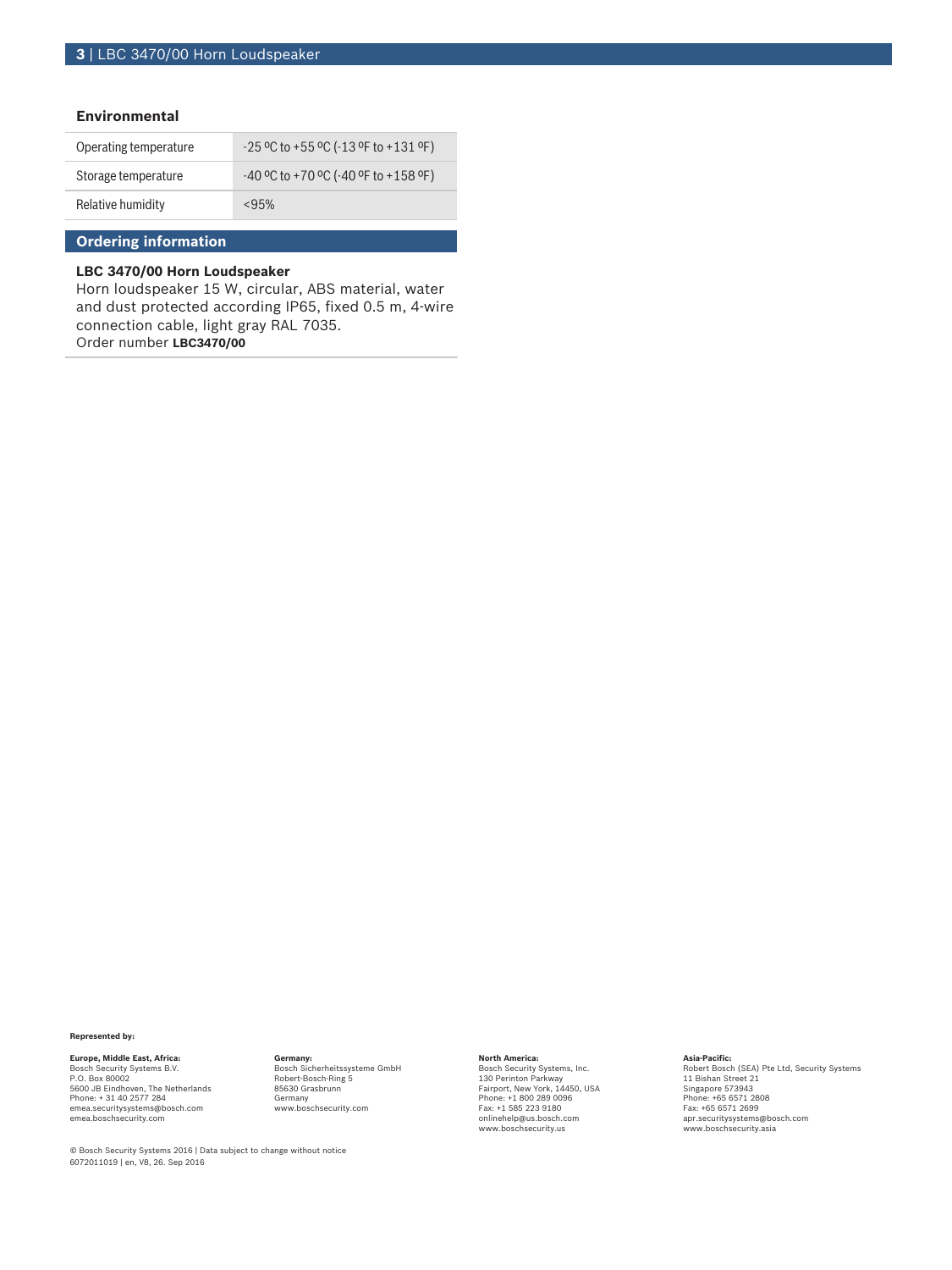### Environmental

| | |
|---|---|
| Operating temperature | -25 ºC to +55 ºC (-13 ºF to +131 ºF) |
| Storage temperature | -40 ºC to +70 ºC (-40 ºF to +158 ºF) |
| Relative humidity | <95% |

## Ordering information

**LBC 3470/00 Horn Loudspeaker**
Horn loudspeaker 15 W, circular, ABS material, water and dust protected according IP65, fixed 0.5 m, 4-wire connection cable, light gray RAL 7035.
Order number **LBC3470/00**

**Represented by:**

**Europe, Middle East, Africa:**
Bosch Security Systems B.V.
P.O. Box 80002
5600 JB Eindhoven, The Netherlands
Phone: + 31 40 2577 284
emea.securitysystems@bosch.com
emea.boschsecurity.com

**Germany:**
Bosch Sicherheitssysteme GmbH
Robert-Bosch-Ring 5
85630 Grasbrunn
Germany
www.boschsecurity.com

**North America:**
Bosch Security Systems, Inc.
130 Perinton Parkway
Fairport, New York, 14450, USA
Phone: +1 800 289 0096
Fax: +1 585 223 9180
onlinehelp@us.bosch.com
www.boschsecurity.us

**Asia-Pacific:**
Robert Bosch (SEA) Pte Ltd, Security Systems
11 Bishan Street 21
Singapore 573943
Phone: +65 6571 2808
Fax: +65 6571 2699
apr.securitysystems@bosch.com
www.boschsecurity.asia

© Bosch Security Systems 2016 | Data subject to change without notice
6072011019 | en, V8, 26. Sep 2016